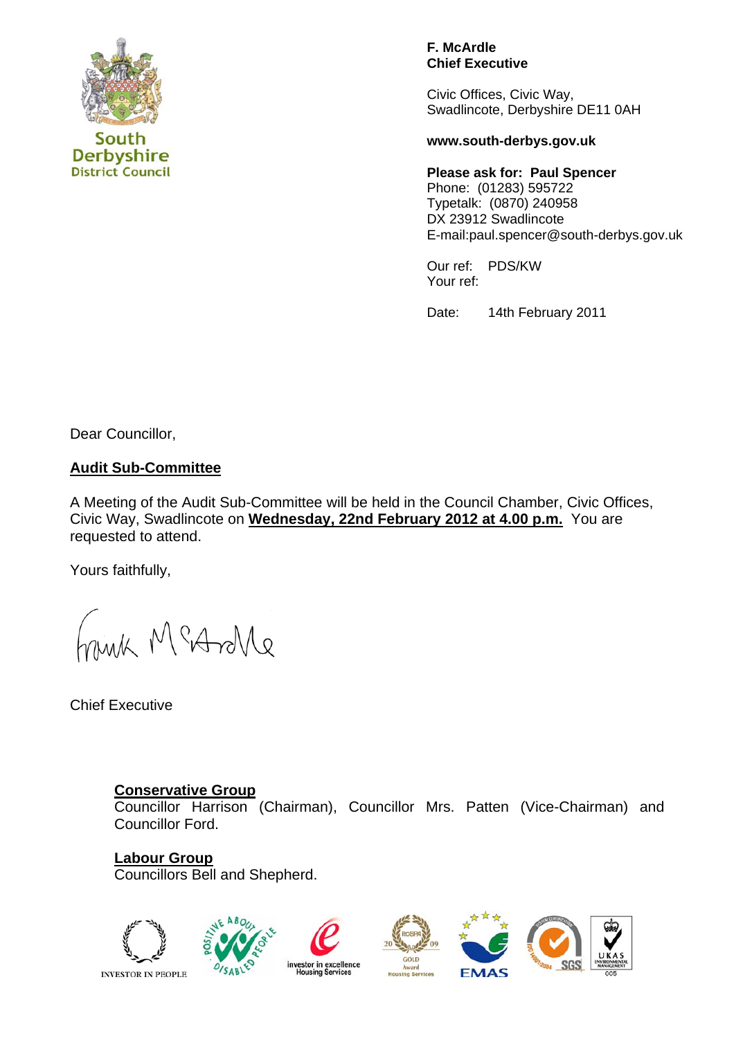South Derbyshire District Council

**F. McArdle**
**Chief Executive**

Civic Offices, Civic Way,
Swadlincote, Derbyshire DE11 0AH

**www.south-derbys.gov.uk**

**Please ask for: Paul Spencer**
Phone: (01283) 595722
Typetalk: (0870) 240958
DX 23912 Swadlincote
E-mail:paul.spencer@south-derbys.gov.uk

Our ref: PDS/KW
Your ref:

Date: 14th February 2011

Dear Councillor,

**Audit Sub-Committee**

A Meeting of the Audit Sub-Committee will be held in the Council Chamber, Civic Offices, Civic Way, Swadlincote on **Wednesday, 22nd February 2012 at 4.00 p.m.** You are requested to attend.

Yours faithfully,

Frank McArdle

Chief Executive

**Conservative Group**
Councillor Harrison (Chairman), Councillor Mrs. Patten (Vice-Chairman) and Councillor Ford.

**Labour Group**
Councillors Bell and Shepherd.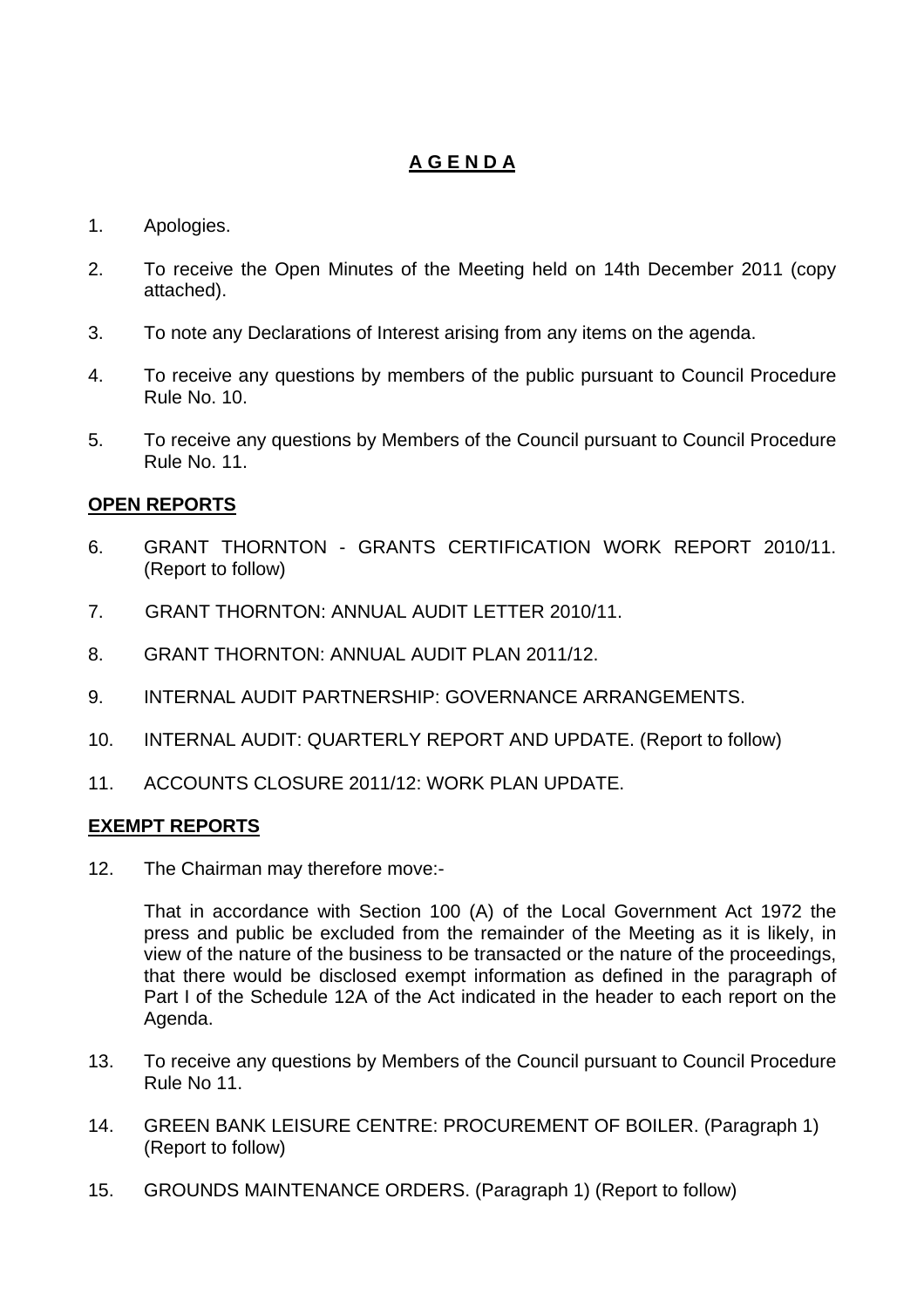# A G E N D A

1. Apologies.

2. To receive the Open Minutes of the Meeting held on 14th December 2011 (copy attached).

3. To note any Declarations of Interest arising from any items on the agenda.

4. To receive any questions by members of the public pursuant to Council Procedure Rule No. 10.

5. To receive any questions by Members of the Council pursuant to Council Procedure Rule No. 11.

**OPEN REPORTS**

6. GRANT THORNTON - GRANTS CERTIFICATION WORK REPORT 2010/11. (Report to follow)

7. GRANT THORNTON: ANNUAL AUDIT LETTER 2010/11.

8. GRANT THORNTON: ANNUAL AUDIT PLAN 2011/12.

9. INTERNAL AUDIT PARTNERSHIP: GOVERNANCE ARRANGEMENTS.

10. INTERNAL AUDIT: QUARTERLY REPORT AND UPDATE. (Report to follow)

11. ACCOUNTS CLOSURE 2011/12: WORK PLAN UPDATE.

**EXEMPT REPORTS**

12. The Chairman may therefore move:-

    That in accordance with Section 100 (A) of the Local Government Act 1972 the press and public be excluded from the remainder of the Meeting as it is likely, in view of the nature of the business to be transacted or the nature of the proceedings, that there would be disclosed exempt information as defined in the paragraph of Part I of the Schedule 12A of the Act indicated in the header to each report on the Agenda.

13. To receive any questions by Members of the Council pursuant to Council Procedure Rule No 11.

14. GREEN BANK LEISURE CENTRE: PROCUREMENT OF BOILER. (Paragraph 1) (Report to follow)

15. GROUNDS MAINTENANCE ORDERS. (Paragraph 1) (Report to follow)